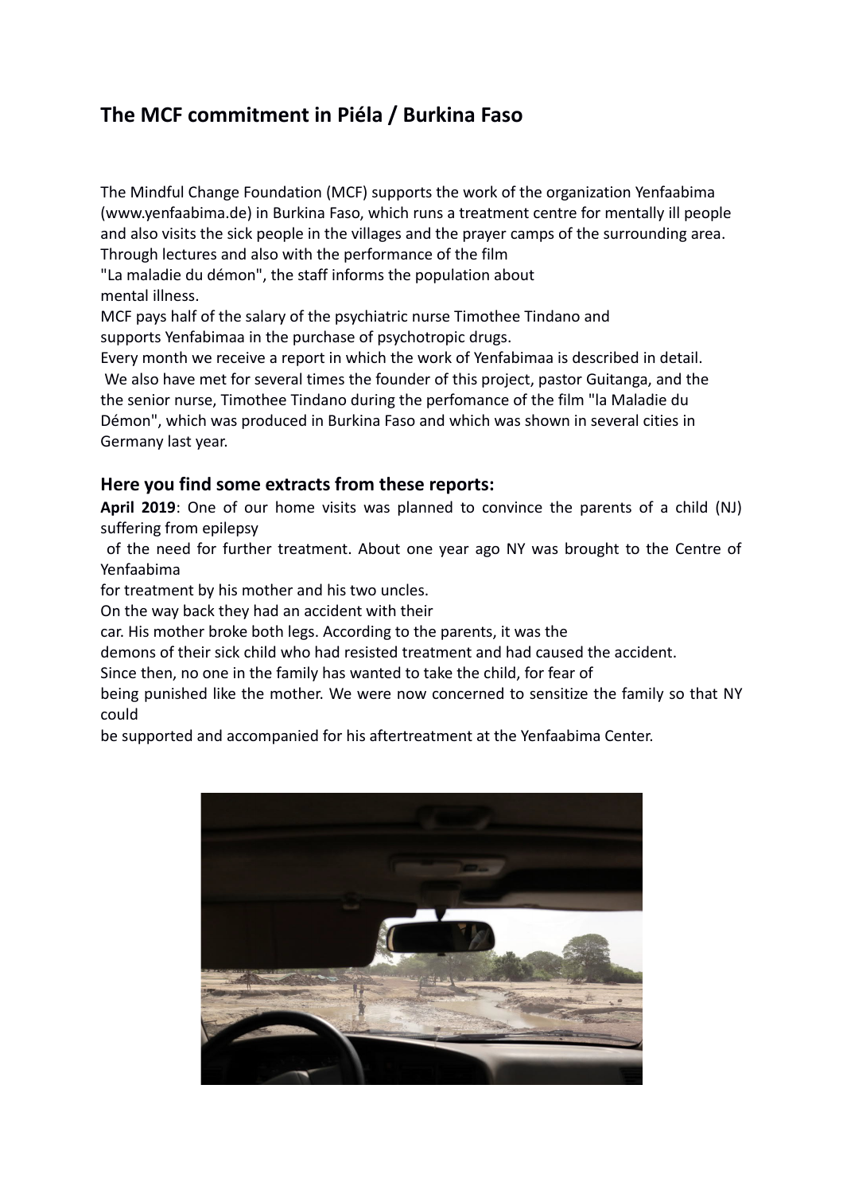# The MCF commitment in Piéla / Burkina Faso

The Mindful Change Foundation (MCF) supports the work of the organization Yenfaabima (www.yenfaabima.de) in Burkina Faso, which runs a treatment centre for mentally ill people and also visits the sick people in the villages and the prayer camps of the surrounding area. Through lectures and also with the performance of the film "La maladie du démon", the staff informs the population about mental illness.
MCF pays half of the salary of the psychiatric nurse Timothee Tindano and supports Yenfabimaa in the purchase of psychotropic drugs.
Every month we receive a report in which the work of Yenfabimaa is described in detail.
We also have met for several times the founder of this project, pastor Guitanga, and the the senior nurse, Timothee Tindano during the perfomance of the film "la Maladie du Démon", which was produced in Burkina Faso and which was shown in several cities in Germany last year.

## Here you find some extracts from these reports:

**April 2019**: One of our home visits was planned to convince the parents of a child (NJ) suffering from epilepsy of the need for further treatment. About one year ago NY was brought to the Centre of Yenfaabima for treatment by his mother and his two uncles.
On the way back they had an accident with their car. His mother broke both legs. According to the parents, it was the demons of their sick child who had resisted treatment and had caused the accident.
Since then, no one in the family has wanted to take the child, for fear of being punished like the mother. We were now concerned to sensitize the family so that NY could be supported and accompanied for his aftertreatment at the Yenfaabima Center.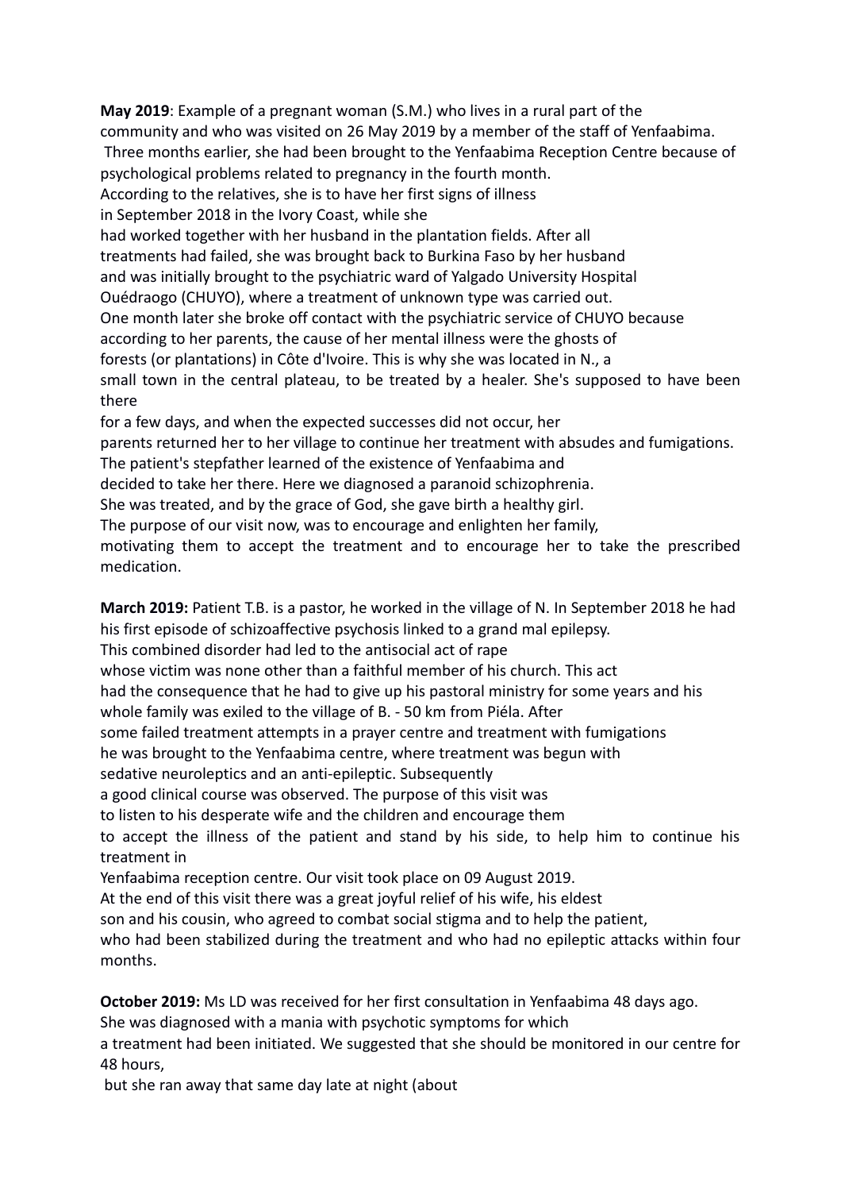**May 2019**: Example of a pregnant woman (S.M.) who lives in a rural part of the community and who was visited on 26 May 2019 by a member of the staff of Yenfaabima. Three months earlier, she had been brought to the Yenfaabima Reception Centre because of psychological problems related to pregnancy in the fourth month. According to the relatives, she is to have her first signs of illness in September 2018 in the Ivory Coast, while she had worked together with her husband in the plantation fields. After all treatments had failed, she was brought back to Burkina Faso by her husband and was initially brought to the psychiatric ward of Yalgado University Hospital Ouédraogo (CHUYO), where a treatment of unknown type was carried out. One month later she broke off contact with the psychiatric service of CHUYO because according to her parents, the cause of her mental illness were the ghosts of forests (or plantations) in Côte d'Ivoire. This is why she was located in N., a small town in the central plateau, to be treated by a healer. She's supposed to have been there for a few days, and when the expected successes did not occur, her parents returned her to her village to continue her treatment with absudes and fumigations. The patient's stepfather learned of the existence of Yenfaabima and decided to take her there. Here we diagnosed a paranoid schizophrenia. She was treated, and by the grace of God, she gave birth a healthy girl. The purpose of our visit now, was to encourage and enlighten her family, motivating them to accept the treatment and to encourage her to take the prescribed medication.

**March 2019:** Patient T.B. is a pastor, he worked in the village of N. In September 2018 he had his first episode of schizoaffective psychosis linked to a grand mal epilepsy. This combined disorder had led to the antisocial act of rape whose victim was none other than a faithful member of his church. This act had the consequence that he had to give up his pastoral ministry for some years and his whole family was exiled to the village of B. - 50 km from Piéla. After some failed treatment attempts in a prayer centre and treatment with fumigations he was brought to the Yenfaabima centre, where treatment was begun with sedative neuroleptics and an anti-epileptic. Subsequently a good clinical course was observed. The purpose of this visit was to listen to his desperate wife and the children and encourage them to accept the illness of the patient and stand by his side, to help him to continue his treatment in Yenfaabima reception centre. Our visit took place on 09 August 2019. At the end of this visit there was a great joyful relief of his wife, his eldest son and his cousin, who agreed to combat social stigma and to help the patient, who had been stabilized during the treatment and who had no epileptic attacks within four months.

**October 2019:** Ms LD was received for her first consultation in Yenfaabima 48 days ago. She was diagnosed with a mania with psychotic symptoms for which a treatment had been initiated. We suggested that she should be monitored in our centre for 48 hours, but she ran away that same day late at night (about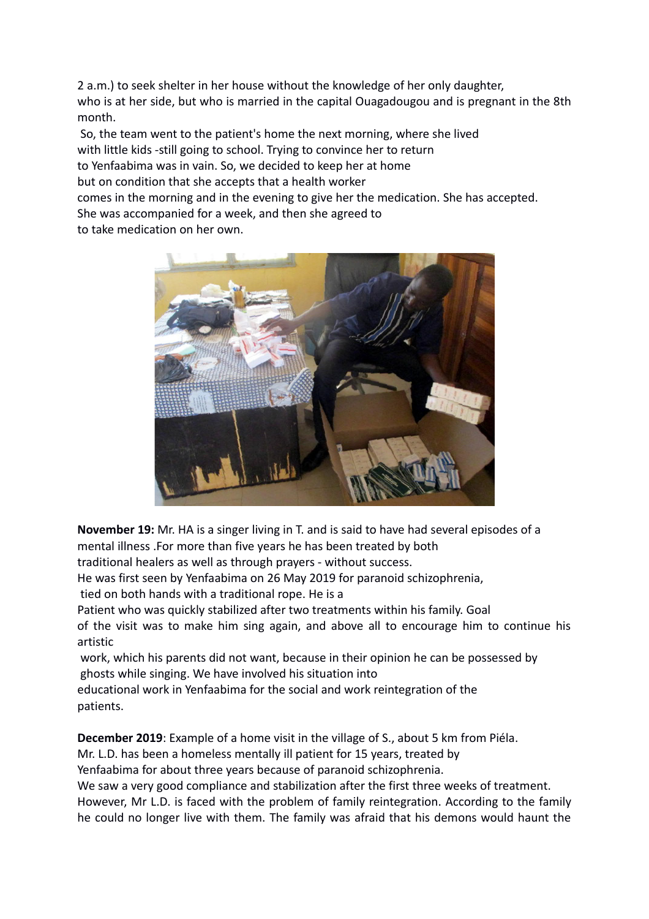2 a.m.) to seek shelter in her house without the knowledge of her only daughter, who is at her side, but who is married in the capital Ouagadougou and is pregnant in the 8th month.

So, the team went to the patient's home the next morning, where she lived with little kids -still going to school. Trying to convince her to return to Yenfaabima was in vain. So, we decided to keep her at home but on condition that she accepts that a health worker comes in the morning and in the evening to give her the medication. She has accepted. She was accompanied for a week, and then she agreed to to take medication on her own.

**November 19:** Mr. HA is a singer living in T. and is said to have had several episodes of a mental illness .For more than five years he has been treated by both traditional healers as well as through prayers - without success.

He was first seen by Yenfaabima on 26 May 2019 for paranoid schizophrenia, tied on both hands with a traditional rope. He is a Patient who was quickly stabilized after two treatments within his family. Goal of the visit was to make him sing again, and above all to encourage him to continue his artistic work, which his parents did not want, because in their opinion he can be possessed by ghosts while singing. We have involved his situation into educational work in Yenfaabima for the social and work reintegration of the patients.

**December 2019**: Example of a home visit in the village of S., about 5 km from Piéla.

Mr. L.D. has been a homeless mentally ill patient for 15 years, treated by Yenfaabima for about three years because of paranoid schizophrenia.

We saw a very good compliance and stabilization after the first three weeks of treatment. However, Mr L.D. is faced with the problem of family reintegration. According to the family he could no longer live with them. The family was afraid that his demons would haunt the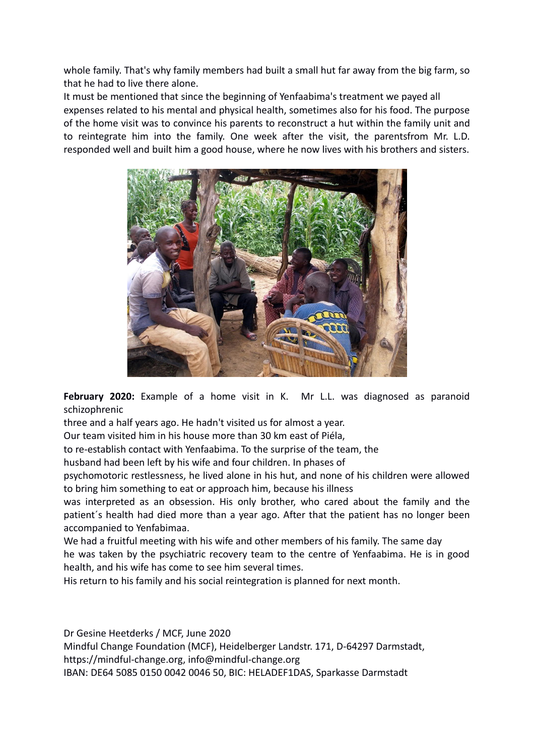whole family. That's why family members had built a small hut far away from the big farm, so that he had to live there alone.

It must be mentioned that since the beginning of Yenfaabima's treatment we payed all expenses related to his mental and physical health, sometimes also for his food. The purpose of the home visit was to convince his parents to reconstruct a hut within the family unit and to reintegrate him into the family. One week after the visit, the parentsfrom Mr. L.D. responded well and built him a good house, where he now lives with his brothers and sisters.

**February 2020:** Example of a home visit in K. Mr L.L. was diagnosed as paranoid schizophrenic three and a half years ago. He hadn't visited us for almost a year. Our team visited him in his house more than 30 km east of Piéla, to re-establish contact with Yenfaabima. To the surprise of the team, the husband had been left by his wife and four children. In phases of psychomotoric restlessness, he lived alone in his hut, and none of his children were allowed to bring him something to eat or approach him, because his illness was interpreted as an obsession. His only brother, who cared about the family and the patient´s health had died more than a year ago. After that the patient has no longer been accompanied to Yenfabimaa.

We had a fruitful meeting with his wife and other members of his family. The same day he was taken by the psychiatric recovery team to the centre of Yenfaabima. He is in good health, and his wife has come to see him several times.

His return to his family and his social reintegration is planned for next month.

Dr Gesine Heetderks / MCF, June 2020

Mindful Change Foundation (MCF), Heidelberger Landstr. 171, D-64297 Darmstadt, https://mindful-change.org, info@mindful-change.org

IBAN: DE64 5085 0150 0042 0046 50, BIC: HELADEF1DAS, Sparkasse Darmstadt